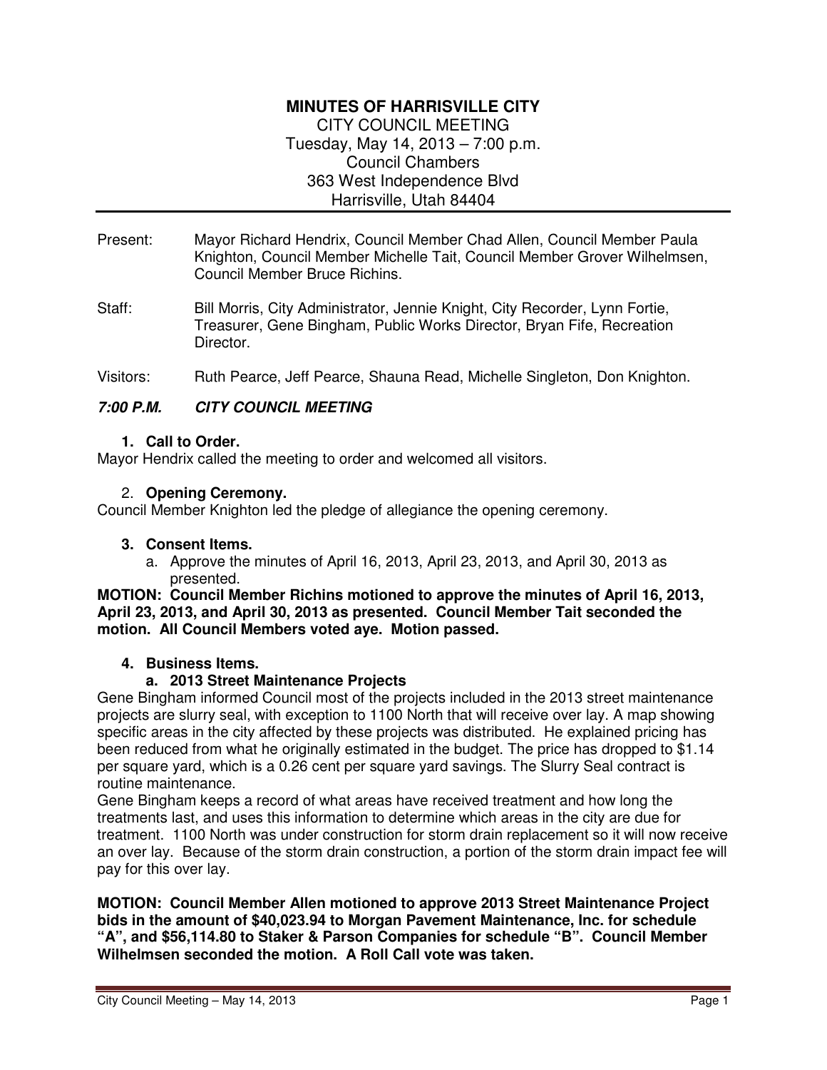**MINUTES OF HARRISVILLE CITY**
CITY COUNCIL MEETING
Tuesday, May 14, 2013 – 7:00 p.m.
Council Chambers
363 West Independence Blvd
Harrisville, Utah 84404

---

Present: Mayor Richard Hendrix, Council Member Chad Allen, Council Member Paula Knighton, Council Member Michelle Tait, Council Member Grover Wilhelmsen, Council Member Bruce Richins.

Staff: Bill Morris, City Administrator, Jennie Knight, City Recorder, Lynn Fortie, Treasurer, Gene Bingham, Public Works Director, Bryan Fife, Recreation Director.

Visitors: Ruth Pearce, Jeff Pearce, Shauna Read, Michelle Singleton, Don Knighton.

***7:00 P.M. CITY COUNCIL MEETING***

1. **Call to Order.**

Mayor Hendrix called the meeting to order and welcomed all visitors.

2. **Opening Ceremony.**

Council Member Knighton led the pledge of allegiance the opening ceremony.

3. **Consent Items.**
   a. Approve the minutes of April 16, 2013, April 23, 2013, and April 30, 2013 as presented.

**MOTION: Council Member Richins motioned to approve the minutes of April 16, 2013, April 23, 2013, and April 30, 2013 as presented. Council Member Tait seconded the motion. All Council Members voted aye. Motion passed.**

4. **Business Items.**
   **a. 2013 Street Maintenance Projects**

Gene Bingham informed Council most of the projects included in the 2013 street maintenance projects are slurry seal, with exception to 1100 North that will receive over lay. A map showing specific areas in the city affected by these projects was distributed. He explained pricing has been reduced from what he originally estimated in the budget. The price has dropped to $1.14 per square yard, which is a 0.26 cent per square yard savings. The Slurry Seal contract is routine maintenance.

Gene Bingham keeps a record of what areas have received treatment and how long the treatments last, and uses this information to determine which areas in the city are due for treatment. 1100 North was under construction for storm drain replacement so it will now receive an over lay. Because of the storm drain construction, a portion of the storm drain impact fee will pay for this over lay.

**MOTION: Council Member Allen motioned to approve 2013 Street Maintenance Project bids in the amount of $40,023.94 to Morgan Pavement Maintenance, Inc. for schedule "A", and $56,114.80 to Staker & Parson Companies for schedule "B". Council Member Wilhelmsen seconded the motion. A Roll Call vote was taken.**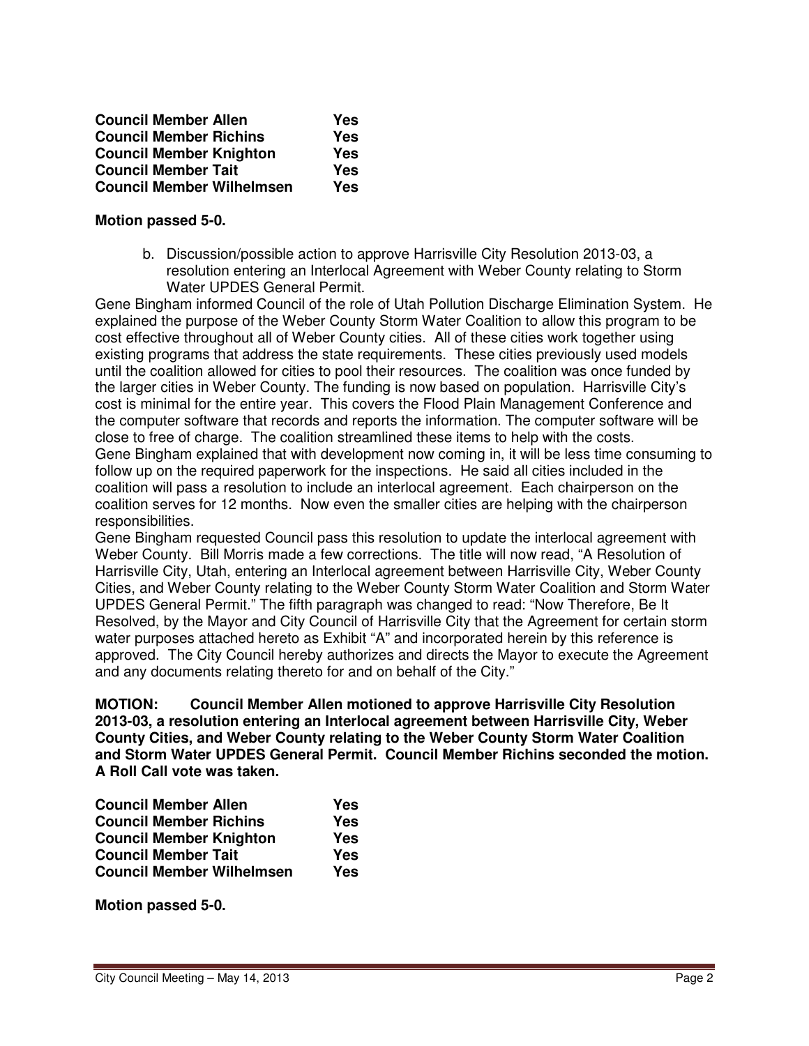| | |
|---|---|
| **Council Member Allen** | **Yes** |
| **Council Member Richins** | **Yes** |
| **Council Member Knighton** | **Yes** |
| **Council Member Tait** | **Yes** |
| **Council Member Wilhelmsen** | **Yes** |

**Motion passed 5-0.**

b. Discussion/possible action to approve Harrisville City Resolution 2013-03, a resolution entering an Interlocal Agreement with Weber County relating to Storm Water UPDES General Permit.

Gene Bingham informed Council of the role of Utah Pollution Discharge Elimination System. He explained the purpose of the Weber County Storm Water Coalition to allow this program to be cost effective throughout all of Weber County cities. All of these cities work together using existing programs that address the state requirements. These cities previously used models until the coalition allowed for cities to pool their resources. The coalition was once funded by the larger cities in Weber County. The funding is now based on population. Harrisville City's cost is minimal for the entire year. This covers the Flood Plain Management Conference and the computer software that records and reports the information. The computer software will be close to free of charge. The coalition streamlined these items to help with the costs.

Gene Bingham explained that with development now coming in, it will be less time consuming to follow up on the required paperwork for the inspections. He said all cities included in the coalition will pass a resolution to include an interlocal agreement. Each chairperson on the coalition serves for 12 months. Now even the smaller cities are helping with the chairperson responsibilities.

Gene Bingham requested Council pass this resolution to update the interlocal agreement with Weber County. Bill Morris made a few corrections. The title will now read, "A Resolution of Harrisville City, Utah, entering an Interlocal agreement between Harrisville City, Weber County Cities, and Weber County relating to the Weber County Storm Water Coalition and Storm Water UPDES General Permit." The fifth paragraph was changed to read: "Now Therefore, Be It Resolved, by the Mayor and City Council of Harrisville City that the Agreement for certain storm water purposes attached hereto as Exhibit "A" and incorporated herein by this reference is approved. The City Council hereby authorizes and directs the Mayor to execute the Agreement and any documents relating thereto for and on behalf of the City."

**MOTION: Council Member Allen motioned to approve Harrisville City Resolution 2013-03, a resolution entering an Interlocal agreement between Harrisville City, Weber County Cities, and Weber County relating to the Weber County Storm Water Coalition and Storm Water UPDES General Permit. Council Member Richins seconded the motion. A Roll Call vote was taken.**

| | |
|---|---|
| **Council Member Allen** | **Yes** |
| **Council Member Richins** | **Yes** |
| **Council Member Knighton** | **Yes** |
| **Council Member Tait** | **Yes** |
| **Council Member Wilhelmsen** | **Yes** |

**Motion passed 5-0.**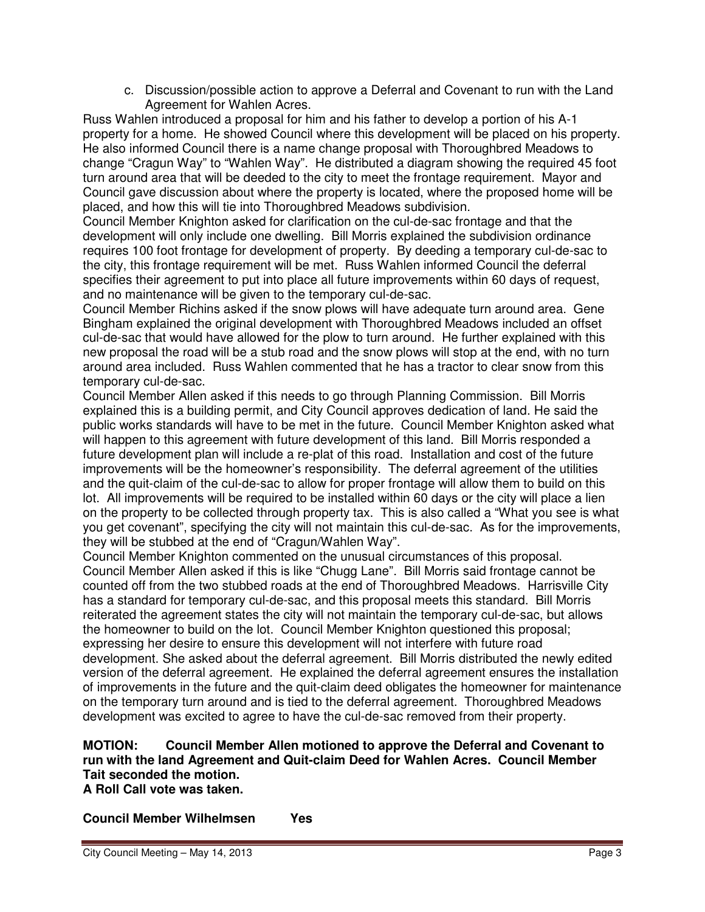c. Discussion/possible action to approve a Deferral and Covenant to run with the Land Agreement for Wahlen Acres.

Russ Wahlen introduced a proposal for him and his father to develop a portion of his A-1 property for a home. He showed Council where this development will be placed on his property. He also informed Council there is a name change proposal with Thoroughbred Meadows to change "Cragun Way" to "Wahlen Way". He distributed a diagram showing the required 45 foot turn around area that will be deeded to the city to meet the frontage requirement. Mayor and Council gave discussion about where the property is located, where the proposed home will be placed, and how this will tie into Thoroughbred Meadows subdivision.

Council Member Knighton asked for clarification on the cul-de-sac frontage and that the development will only include one dwelling. Bill Morris explained the subdivision ordinance requires 100 foot frontage for development of property. By deeding a temporary cul-de-sac to the city, this frontage requirement will be met. Russ Wahlen informed Council the deferral specifies their agreement to put into place all future improvements within 60 days of request, and no maintenance will be given to the temporary cul-de-sac.

Council Member Richins asked if the snow plows will have adequate turn around area. Gene Bingham explained the original development with Thoroughbred Meadows included an offset cul-de-sac that would have allowed for the plow to turn around. He further explained with this new proposal the road will be a stub road and the snow plows will stop at the end, with no turn around area included. Russ Wahlen commented that he has a tractor to clear snow from this temporary cul-de-sac.

Council Member Allen asked if this needs to go through Planning Commission. Bill Morris explained this is a building permit, and City Council approves dedication of land. He said the public works standards will have to be met in the future. Council Member Knighton asked what will happen to this agreement with future development of this land. Bill Morris responded a future development plan will include a re-plat of this road. Installation and cost of the future improvements will be the homeowner's responsibility. The deferral agreement of the utilities and the quit-claim of the cul-de-sac to allow for proper frontage will allow them to build on this lot. All improvements will be required to be installed within 60 days or the city will place a lien on the property to be collected through property tax. This is also called a "What you see is what you get covenant", specifying the city will not maintain this cul-de-sac. As for the improvements, they will be stubbed at the end of "Cragun/Wahlen Way".

Council Member Knighton commented on the unusual circumstances of this proposal.

Council Member Allen asked if this is like "Chugg Lane". Bill Morris said frontage cannot be counted off from the two stubbed roads at the end of Thoroughbred Meadows. Harrisville City has a standard for temporary cul-de-sac, and this proposal meets this standard. Bill Morris reiterated the agreement states the city will not maintain the temporary cul-de-sac, but allows the homeowner to build on the lot. Council Member Knighton questioned this proposal; expressing her desire to ensure this development will not interfere with future road development. She asked about the deferral agreement. Bill Morris distributed the newly edited version of the deferral agreement. He explained the deferral agreement ensures the installation of improvements in the future and the quit-claim deed obligates the homeowner for maintenance on the temporary turn around and is tied to the deferral agreement. Thoroughbred Meadows development was excited to agree to have the cul-de-sac removed from their property.

**MOTION: Council Member Allen motioned to approve the Deferral and Covenant to run with the land Agreement and Quit-claim Deed for Wahlen Acres. Council Member Tait seconded the motion.**
**A Roll Call vote was taken.**

**Council Member Wilhelmsen Yes**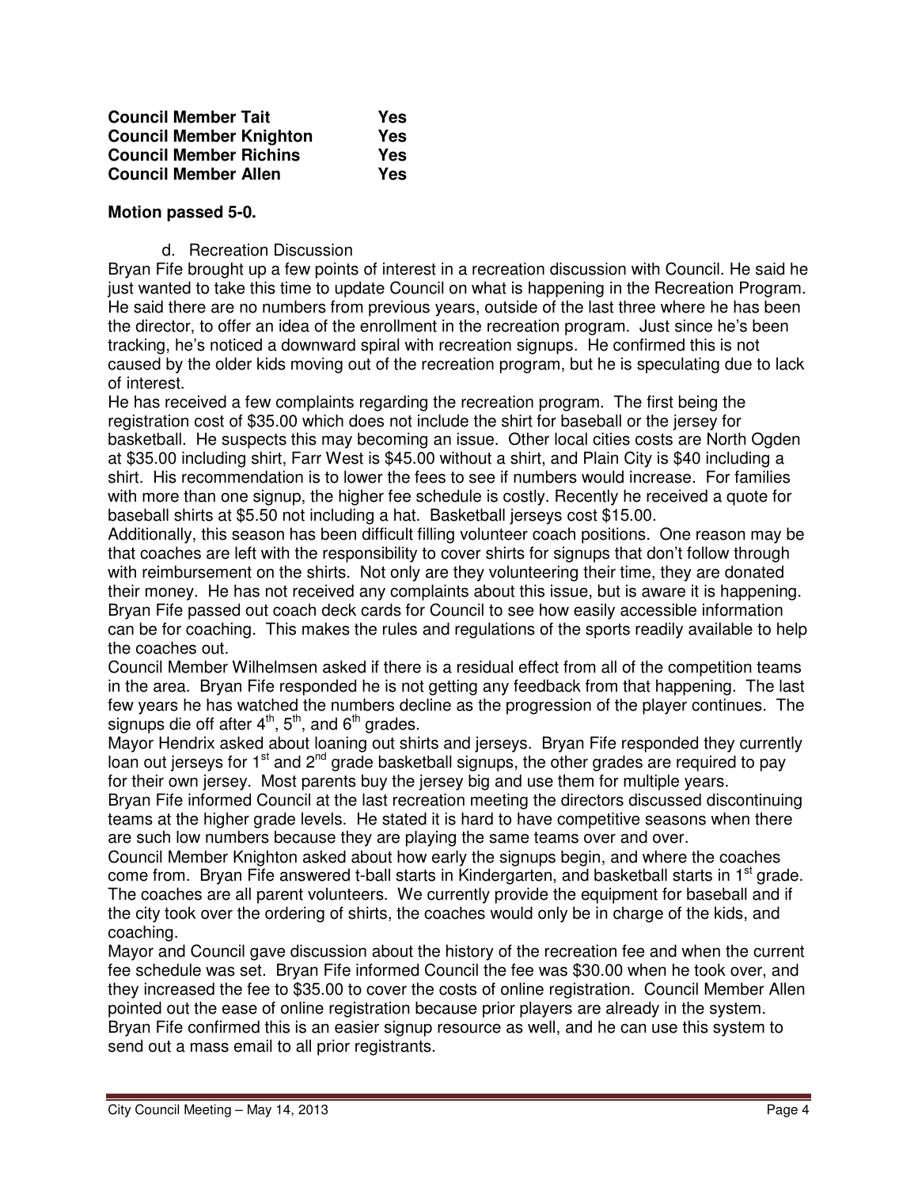| | |
|---|---|
| **Council Member Tait** | **Yes** |
| **Council Member Knighton** | **Yes** |
| **Council Member Richins** | **Yes** |
| **Council Member Allen** | **Yes** |

**Motion passed 5-0.**

d. Recreation Discussion

Bryan Fife brought up a few points of interest in a recreation discussion with Council. He said he just wanted to take this time to update Council on what is happening in the Recreation Program. He said there are no numbers from previous years, outside of the last three where he has been the director, to offer an idea of the enrollment in the recreation program. Just since he's been tracking, he's noticed a downward spiral with recreation signups. He confirmed this is not caused by the older kids moving out of the recreation program, but he is speculating due to lack of interest.

He has received a few complaints regarding the recreation program. The first being the registration cost of $35.00 which does not include the shirt for baseball or the jersey for basketball. He suspects this may becoming an issue. Other local cities costs are North Ogden at $35.00 including shirt, Farr West is $45.00 without a shirt, and Plain City is $40 including a shirt. His recommendation is to lower the fees to see if numbers would increase. For families with more than one signup, the higher fee schedule is costly. Recently he received a quote for baseball shirts at $5.50 not including a hat. Basketball jerseys cost $15.00.

Additionally, this season has been difficult filling volunteer coach positions. One reason may be that coaches are left with the responsibility to cover shirts for signups that don't follow through with reimbursement on the shirts. Not only are they volunteering their time, they are donated their money. He has not received any complaints about this issue, but is aware it is happening. Bryan Fife passed out coach deck cards for Council to see how easily accessible information can be for coaching. This makes the rules and regulations of the sports readily available to help the coaches out.

Council Member Wilhelmsen asked if there is a residual effect from all of the competition teams in the area. Bryan Fife responded he is not getting any feedback from that happening. The last few years he has watched the numbers decline as the progression of the player continues. The signups die off after 4th, 5th, and 6th grades.

Mayor Hendrix asked about loaning out shirts and jerseys. Bryan Fife responded they currently loan out jerseys for 1st and 2nd grade basketball signups, the other grades are required to pay for their own jersey. Most parents buy the jersey big and use them for multiple years.

Bryan Fife informed Council at the last recreation meeting the directors discussed discontinuing teams at the higher grade levels. He stated it is hard to have competitive seasons when there are such low numbers because they are playing the same teams over and over.

Council Member Knighton asked about how early the signups begin, and where the coaches come from. Bryan Fife answered t-ball starts in Kindergarten, and basketball starts in 1st grade. The coaches are all parent volunteers. We currently provide the equipment for baseball and if the city took over the ordering of shirts, the coaches would only be in charge of the kids, and coaching.

Mayor and Council gave discussion about the history of the recreation fee and when the current fee schedule was set. Bryan Fife informed Council the fee was $30.00 when he took over, and they increased the fee to $35.00 to cover the costs of online registration. Council Member Allen pointed out the ease of online registration because prior players are already in the system. Bryan Fife confirmed this is an easier signup resource as well, and he can use this system to send out a mass email to all prior registrants.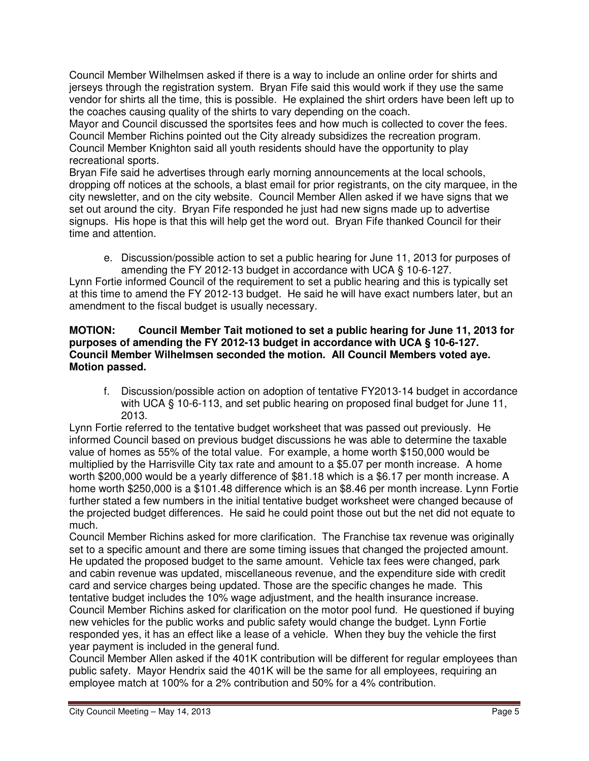Council Member Wilhelmsen asked if there is a way to include an online order for shirts and jerseys through the registration system. Bryan Fife said this would work if they use the same vendor for shirts all the time, this is possible. He explained the shirt orders have been left up to the coaches causing quality of the shirts to vary depending on the coach.
Mayor and Council discussed the sportsites fees and how much is collected to cover the fees. Council Member Richins pointed out the City already subsidizes the recreation program. Council Member Knighton said all youth residents should have the opportunity to play recreational sports.
Bryan Fife said he advertises through early morning announcements at the local schools, dropping off notices at the schools, a blast email for prior registrants, on the city marquee, in the city newsletter, and on the city website. Council Member Allen asked if we have signs that we set out around the city. Bryan Fife responded he just had new signs made up to advertise signups. His hope is that this will help get the word out. Bryan Fife thanked Council for their time and attention.

e. Discussion/possible action to set a public hearing for June 11, 2013 for purposes of amending the FY 2012-13 budget in accordance with UCA § 10-6-127.

Lynn Fortie informed Council of the requirement to set a public hearing and this is typically set at this time to amend the FY 2012-13 budget. He said he will have exact numbers later, but an amendment to the fiscal budget is usually necessary.

**MOTION: Council Member Tait motioned to set a public hearing for June 11, 2013 for purposes of amending the FY 2012-13 budget in accordance with UCA § 10-6-127. Council Member Wilhelmsen seconded the motion. All Council Members voted aye. Motion passed.**

f. Discussion/possible action on adoption of tentative FY2013-14 budget in accordance with UCA § 10-6-113, and set public hearing on proposed final budget for June 11, 2013.

Lynn Fortie referred to the tentative budget worksheet that was passed out previously. He informed Council based on previous budget discussions he was able to determine the taxable value of homes as 55% of the total value. For example, a home worth $150,000 would be multiplied by the Harrisville City tax rate and amount to a $5.07 per month increase. A home worth $200,000 would be a yearly difference of $81.18 which is a $6.17 per month increase. A home worth $250,000 is a $101.48 difference which is an $8.46 per month increase. Lynn Fortie further stated a few numbers in the initial tentative budget worksheet were changed because of the projected budget differences. He said he could point those out but the net did not equate to much.
Council Member Richins asked for more clarification. The Franchise tax revenue was originally set to a specific amount and there are some timing issues that changed the projected amount. He updated the proposed budget to the same amount. Vehicle tax fees were changed, park and cabin revenue was updated, miscellaneous revenue, and the expenditure side with credit card and service charges being updated. Those are the specific changes he made. This tentative budget includes the 10% wage adjustment, and the health insurance increase.
Council Member Richins asked for clarification on the motor pool fund. He questioned if buying new vehicles for the public works and public safety would change the budget. Lynn Fortie responded yes, it has an effect like a lease of a vehicle. When they buy the vehicle the first year payment is included in the general fund.
Council Member Allen asked if the 401K contribution will be different for regular employees than public safety. Mayor Hendrix said the 401K will be the same for all employees, requiring an employee match at 100% for a 2% contribution and 50% for a 4% contribution.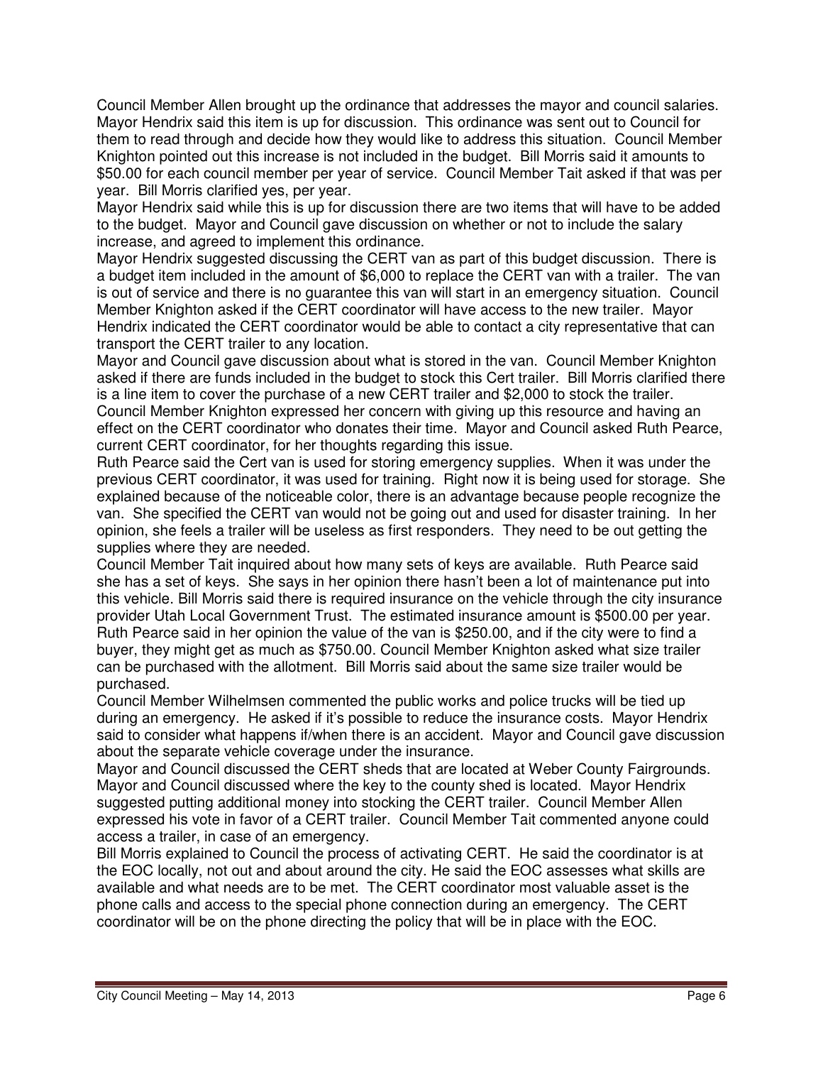Council Member Allen brought up the ordinance that addresses the mayor and council salaries. Mayor Hendrix said this item is up for discussion. This ordinance was sent out to Council for them to read through and decide how they would like to address this situation. Council Member Knighton pointed out this increase is not included in the budget. Bill Morris said it amounts to $50.00 for each council member per year of service. Council Member Tait asked if that was per year. Bill Morris clarified yes, per year.

Mayor Hendrix said while this is up for discussion there are two items that will have to be added to the budget. Mayor and Council gave discussion on whether or not to include the salary increase, and agreed to implement this ordinance.

Mayor Hendrix suggested discussing the CERT van as part of this budget discussion. There is a budget item included in the amount of $6,000 to replace the CERT van with a trailer. The van is out of service and there is no guarantee this van will start in an emergency situation. Council Member Knighton asked if the CERT coordinator will have access to the new trailer. Mayor Hendrix indicated the CERT coordinator would be able to contact a city representative that can transport the CERT trailer to any location.

Mayor and Council gave discussion about what is stored in the van. Council Member Knighton asked if there are funds included in the budget to stock this Cert trailer. Bill Morris clarified there is a line item to cover the purchase of a new CERT trailer and $2,000 to stock the trailer. Council Member Knighton expressed her concern with giving up this resource and having an effect on the CERT coordinator who donates their time. Mayor and Council asked Ruth Pearce, current CERT coordinator, for her thoughts regarding this issue.

Ruth Pearce said the Cert van is used for storing emergency supplies. When it was under the previous CERT coordinator, it was used for training. Right now it is being used for storage. She explained because of the noticeable color, there is an advantage because people recognize the van. She specified the CERT van would not be going out and used for disaster training. In her opinion, she feels a trailer will be useless as first responders. They need to be out getting the supplies where they are needed.

Council Member Tait inquired about how many sets of keys are available. Ruth Pearce said she has a set of keys. She says in her opinion there hasn't been a lot of maintenance put into this vehicle. Bill Morris said there is required insurance on the vehicle through the city insurance provider Utah Local Government Trust. The estimated insurance amount is $500.00 per year. Ruth Pearce said in her opinion the value of the van is $250.00, and if the city were to find a buyer, they might get as much as $750.00. Council Member Knighton asked what size trailer can be purchased with the allotment. Bill Morris said about the same size trailer would be purchased.

Council Member Wilhelmsen commented the public works and police trucks will be tied up during an emergency. He asked if it's possible to reduce the insurance costs. Mayor Hendrix said to consider what happens if/when there is an accident. Mayor and Council gave discussion about the separate vehicle coverage under the insurance.

Mayor and Council discussed the CERT sheds that are located at Weber County Fairgrounds. Mayor and Council discussed where the key to the county shed is located. Mayor Hendrix suggested putting additional money into stocking the CERT trailer. Council Member Allen expressed his vote in favor of a CERT trailer. Council Member Tait commented anyone could access a trailer, in case of an emergency.

Bill Morris explained to Council the process of activating CERT. He said the coordinator is at the EOC locally, not out and about around the city. He said the EOC assesses what skills are available and what needs are to be met. The CERT coordinator most valuable asset is the phone calls and access to the special phone connection during an emergency. The CERT coordinator will be on the phone directing the policy that will be in place with the EOC.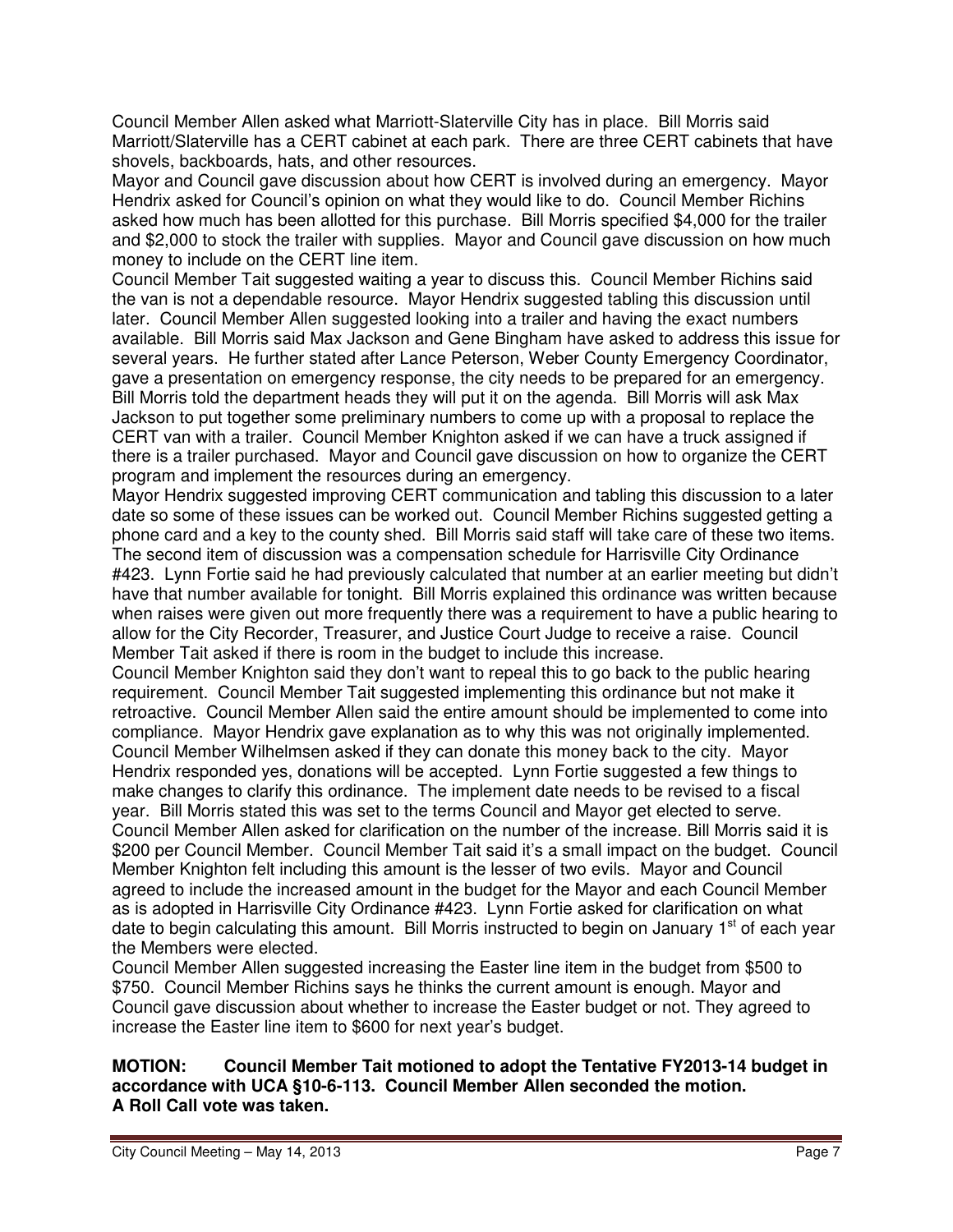Council Member Allen asked what Marriott-Slaterville City has in place. Bill Morris said Marriott/Slaterville has a CERT cabinet at each park. There are three CERT cabinets that have shovels, backboards, hats, and other resources.

Mayor and Council gave discussion about how CERT is involved during an emergency. Mayor Hendrix asked for Council's opinion on what they would like to do. Council Member Richins asked how much has been allotted for this purchase. Bill Morris specified $4,000 for the trailer and $2,000 to stock the trailer with supplies. Mayor and Council gave discussion on how much money to include on the CERT line item.

Council Member Tait suggested waiting a year to discuss this. Council Member Richins said the van is not a dependable resource. Mayor Hendrix suggested tabling this discussion until later. Council Member Allen suggested looking into a trailer and having the exact numbers available. Bill Morris said Max Jackson and Gene Bingham have asked to address this issue for several years. He further stated after Lance Peterson, Weber County Emergency Coordinator, gave a presentation on emergency response, the city needs to be prepared for an emergency. Bill Morris told the department heads they will put it on the agenda. Bill Morris will ask Max Jackson to put together some preliminary numbers to come up with a proposal to replace the CERT van with a trailer. Council Member Knighton asked if we can have a truck assigned if there is a trailer purchased. Mayor and Council gave discussion on how to organize the CERT program and implement the resources during an emergency.

Mayor Hendrix suggested improving CERT communication and tabling this discussion to a later date so some of these issues can be worked out. Council Member Richins suggested getting a phone card and a key to the county shed. Bill Morris said staff will take care of these two items.

The second item of discussion was a compensation schedule for Harrisville City Ordinance #423. Lynn Fortie said he had previously calculated that number at an earlier meeting but didn't have that number available for tonight. Bill Morris explained this ordinance was written because when raises were given out more frequently there was a requirement to have a public hearing to allow for the City Recorder, Treasurer, and Justice Court Judge to receive a raise. Council Member Tait asked if there is room in the budget to include this increase.

Council Member Knighton said they don't want to repeal this to go back to the public hearing requirement. Council Member Tait suggested implementing this ordinance but not make it retroactive. Council Member Allen said the entire amount should be implemented to come into compliance. Mayor Hendrix gave explanation as to why this was not originally implemented. Council Member Wilhelmsen asked if they can donate this money back to the city. Mayor Hendrix responded yes, donations will be accepted. Lynn Fortie suggested a few things to make changes to clarify this ordinance. The implement date needs to be revised to a fiscal year. Bill Morris stated this was set to the terms Council and Mayor get elected to serve. Council Member Allen asked for clarification on the number of the increase. Bill Morris said it is $200 per Council Member. Council Member Tait said it's a small impact on the budget. Council Member Knighton felt including this amount is the lesser of two evils. Mayor and Council agreed to include the increased amount in the budget for the Mayor and each Council Member as is adopted in Harrisville City Ordinance #423. Lynn Fortie asked for clarification on what date to begin calculating this amount. Bill Morris instructed to begin on January 1st of each year the Members were elected.

Council Member Allen suggested increasing the Easter line item in the budget from $500 to $750. Council Member Richins says he thinks the current amount is enough. Mayor and Council gave discussion about whether to increase the Easter budget or not. They agreed to increase the Easter line item to $600 for next year's budget.

**MOTION: Council Member Tait motioned to adopt the Tentative FY2013-14 budget in accordance with UCA §10-6-113. Council Member Allen seconded the motion. A Roll Call vote was taken.**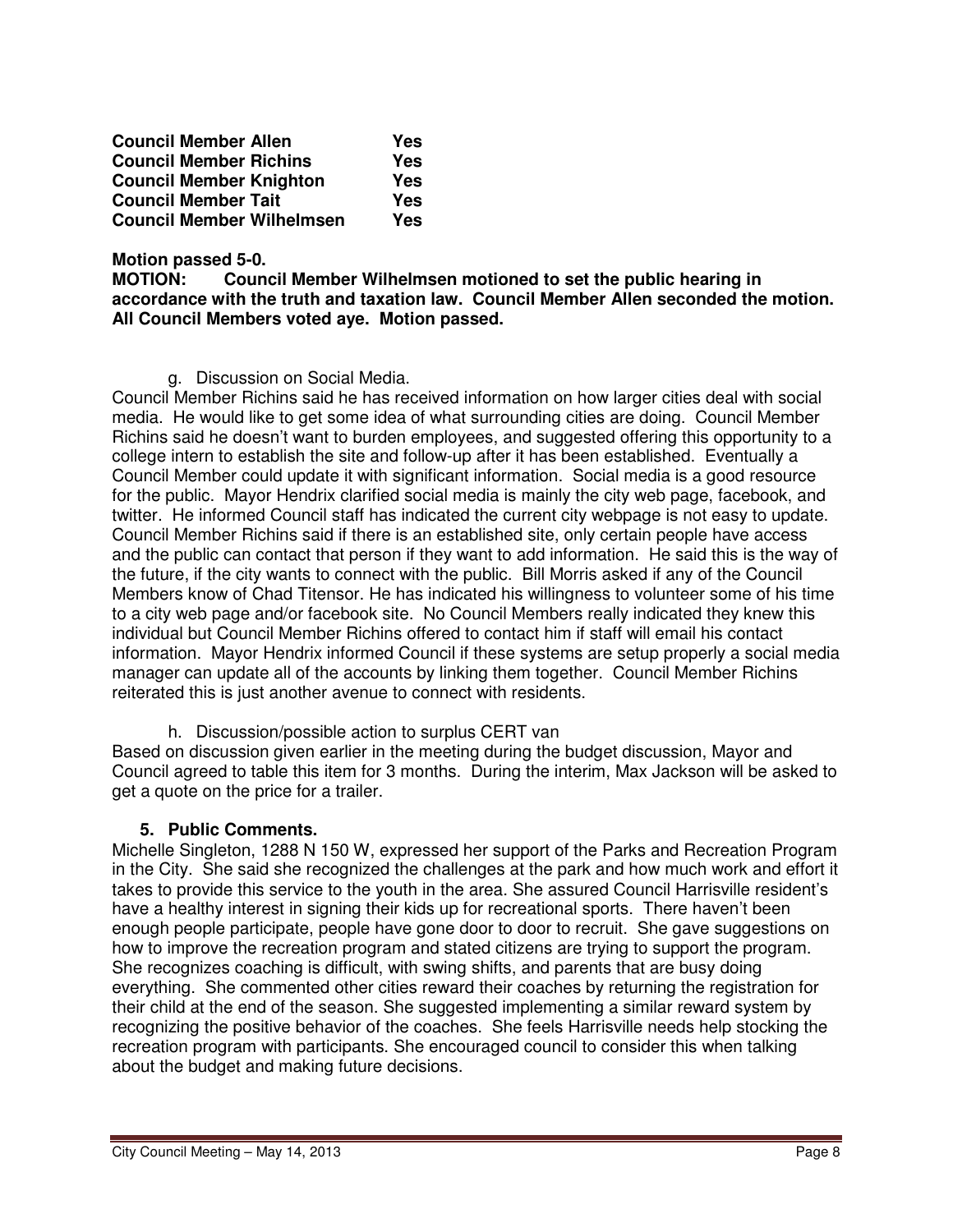| | |
|---|---|
| **Council Member Allen** | **Yes** |
| **Council Member Richins** | **Yes** |
| **Council Member Knighton** | **Yes** |
| **Council Member Tait** | **Yes** |
| **Council Member Wilhelmsen** | **Yes** |

**Motion passed 5-0.**
**MOTION: Council Member Wilhelmsen motioned to set the public hearing in accordance with the truth and taxation law. Council Member Allen seconded the motion. All Council Members voted aye. Motion passed.**

g. Discussion on Social Media.

Council Member Richins said he has received information on how larger cities deal with social media. He would like to get some idea of what surrounding cities are doing. Council Member Richins said he doesn't want to burden employees, and suggested offering this opportunity to a college intern to establish the site and follow-up after it has been established. Eventually a Council Member could update it with significant information. Social media is a good resource for the public. Mayor Hendrix clarified social media is mainly the city web page, facebook, and twitter. He informed Council staff has indicated the current city webpage is not easy to update. Council Member Richins said if there is an established site, only certain people have access and the public can contact that person if they want to add information. He said this is the way of the future, if the city wants to connect with the public. Bill Morris asked if any of the Council Members know of Chad Titensor. He has indicated his willingness to volunteer some of his time to a city web page and/or facebook site. No Council Members really indicated they knew this individual but Council Member Richins offered to contact him if staff will email his contact information. Mayor Hendrix informed Council if these systems are setup properly a social media manager can update all of the accounts by linking them together. Council Member Richins reiterated this is just another avenue to connect with residents.

h. Discussion/possible action to surplus CERT van

Based on discussion given earlier in the meeting during the budget discussion, Mayor and Council agreed to table this item for 3 months. During the interim, Max Jackson will be asked to get a quote on the price for a trailer.

**5. Public Comments.**

Michelle Singleton, 1288 N 150 W, expressed her support of the Parks and Recreation Program in the City. She said she recognized the challenges at the park and how much work and effort it takes to provide this service to the youth in the area. She assured Council Harrisville resident's have a healthy interest in signing their kids up for recreational sports. There haven't been enough people participate, people have gone door to door to recruit. She gave suggestions on how to improve the recreation program and stated citizens are trying to support the program. She recognizes coaching is difficult, with swing shifts, and parents that are busy doing everything. She commented other cities reward their coaches by returning the registration for their child at the end of the season. She suggested implementing a similar reward system by recognizing the positive behavior of the coaches. She feels Harrisville needs help stocking the recreation program with participants. She encouraged council to consider this when talking about the budget and making future decisions.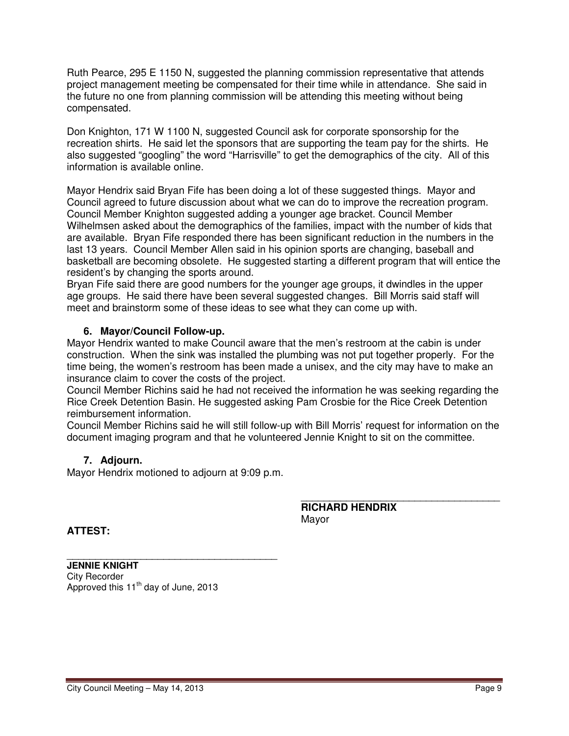Ruth Pearce, 295 E 1150 N, suggested the planning commission representative that attends project management meeting be compensated for their time while in attendance. She said in the future no one from planning commission will be attending this meeting without being compensated.

Don Knighton, 171 W 1100 N, suggested Council ask for corporate sponsorship for the recreation shirts. He said let the sponsors that are supporting the team pay for the shirts. He also suggested "googling" the word "Harrisville" to get the demographics of the city. All of this information is available online.

Mayor Hendrix said Bryan Fife has been doing a lot of these suggested things. Mayor and Council agreed to future discussion about what we can do to improve the recreation program. Council Member Knighton suggested adding a younger age bracket. Council Member Wilhelmsen asked about the demographics of the families, impact with the number of kids that are available. Bryan Fife responded there has been significant reduction in the numbers in the last 13 years. Council Member Allen said in his opinion sports are changing, baseball and basketball are becoming obsolete. He suggested starting a different program that will entice the resident's by changing the sports around.
Bryan Fife said there are good numbers for the younger age groups, it dwindles in the upper age groups. He said there have been several suggested changes. Bill Morris said staff will meet and brainstorm some of these ideas to see what they can come up with.

### 6. Mayor/Council Follow-up.

Mayor Hendrix wanted to make Council aware that the men's restroom at the cabin is under construction. When the sink was installed the plumbing was not put together properly. For the time being, the women's restroom has been made a unisex, and the city may have to make an insurance claim to cover the costs of the project.
Council Member Richins said he had not received the information he was seeking regarding the Rice Creek Detention Basin. He suggested asking Pam Crosbie for the Rice Creek Detention reimbursement information.
Council Member Richins said he will still follow-up with Bill Morris' request for information on the document imaging program and that he volunteered Jennie Knight to sit on the committee.

### 7. Adjourn.

Mayor Hendrix motioned to adjourn at 9:09 p.m.

_____________________________________
**RICHARD HENDRIX**
Mayor

**ATTEST:**

_____________________________________
**JENNIE KNIGHT**
City Recorder
Approved this 11th day of June, 2013